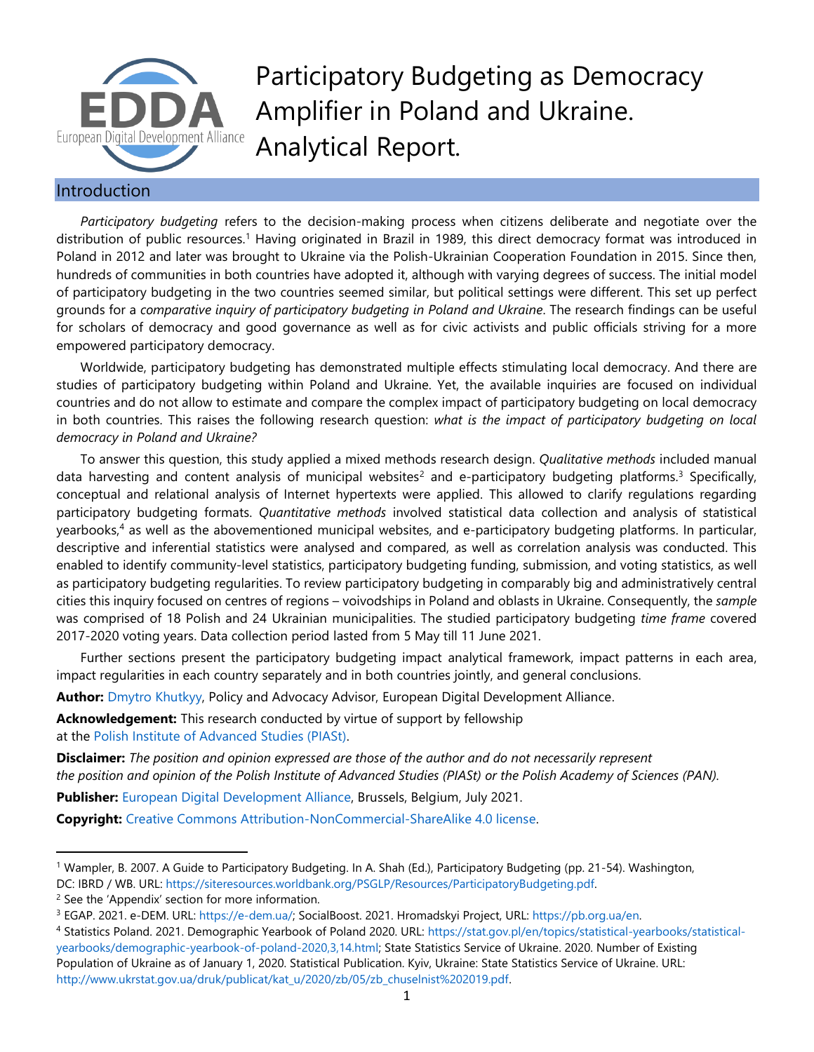# Participatory Budgeting as Democracy Amplifier in Poland and Ukraine. Analytical Report.

## Introduction

*Participatory budgeting* refers to the decision-making process when citizens deliberate and negotiate over the distribution of public resources.[1] Having originated in Brazil in 1989, this direct democracy format was introduced in Poland in 2012 and later was brought to Ukraine via the Polish-Ukrainian Cooperation Foundation in 2015. Since then, hundreds of communities in both countries have adopted it, although with varying degrees of success. The initial model of participatory budgeting in the two countries seemed similar, but political settings were different. This set up perfect grounds for a *comparative inquiry of participatory budgeting in Poland and Ukraine*. The research findings can be useful for scholars of democracy and good governance as well as for civic activists and public officials striving for a more empowered participatory democracy.

Worldwide, participatory budgeting has demonstrated multiple effects stimulating local democracy. And there are studies of participatory budgeting within Poland and Ukraine. Yet, the available inquiries are focused on individual countries and do not allow to estimate and compare the complex impact of participatory budgeting on local democracy in both countries. This raises the following research question: *what is the impact of participatory budgeting on local democracy in Poland and Ukraine?*

To answer this question, this study applied a mixed methods research design. *Qualitative methods* included manual data harvesting and content analysis of municipal websites[2] and e-participatory budgeting platforms.[3] Specifically, conceptual and relational analysis of Internet hypertexts were applied. This allowed to clarify regulations regarding participatory budgeting formats. *Quantitative methods* involved statistical data collection and analysis of statistical yearbooks,[4] as well as the abovementioned municipal websites, and e-participatory budgeting platforms. In particular, descriptive and inferential statistics were analysed and compared, as well as correlation analysis was conducted. This enabled to identify community-level statistics, participatory budgeting funding, submission, and voting statistics, as well as participatory budgeting regularities. To review participatory budgeting in comparably big and administratively central cities this inquiry focused on centres of regions – voivodships in Poland and oblasts in Ukraine. Consequently, the *sample* was comprised of 18 Polish and 24 Ukrainian municipalities. The studied participatory budgeting *time frame* covered 2017-2020 voting years. Data collection period lasted from 5 May till 11 June 2021.

Further sections present the participatory budgeting impact analytical framework, impact patterns in each area, impact regularities in each country separately and in both countries jointly, and general conclusions.

**Author:** Dmytro Khutkyy, Policy and Advocacy Advisor, European Digital Development Alliance.

**Acknowledgement:** This research conducted by virtue of support by fellowship at the Polish Institute of Advanced Studies (PIASt).

**Disclaimer:** *The position and opinion expressed are those of the author and do not necessarily represent the position and opinion of the Polish Institute of Advanced Studies (PIASt) or the Polish Academy of Sciences (PAN).*

**Publisher:** European Digital Development Alliance, Brussels, Belgium, July 2021.

**Copyright:** Creative Commons Attribution-NonCommercial-ShareAlike 4.0 license.

---

[1] Wampler, B. 2007. A Guide to Participatory Budgeting. In A. Shah (Ed.), Participatory Budgeting (pp. 21-54). Washington, DC: IBRD / WB. URL: https://siteresources.worldbank.org/PSGLP/Resources/ParticipatoryBudgeting.pdf.

[2] See the 'Appendix' section for more information.

[3] EGAP. 2021. e-DEM. URL: https://e-dem.ua/; SocialBoost. 2021. Hromadskyi Project, URL: https://pb.org.ua/en.

[4] Statistics Poland. 2021. Demographic Yearbook of Poland 2020. URL: https://stat.gov.pl/en/topics/statistical-yearbooks/statistical-yearbooks/demographic-yearbook-of-poland-2020,3,14.html; State Statistics Service of Ukraine. 2020. Number of Existing Population of Ukraine as of January 1, 2020. Statistical Publication. Kyiv, Ukraine: State Statistics Service of Ukraine. URL: http://www.ukrstat.gov.ua/druk/publicat/kat_u/2020/zb/05/zb_chuselnist%202019.pdf.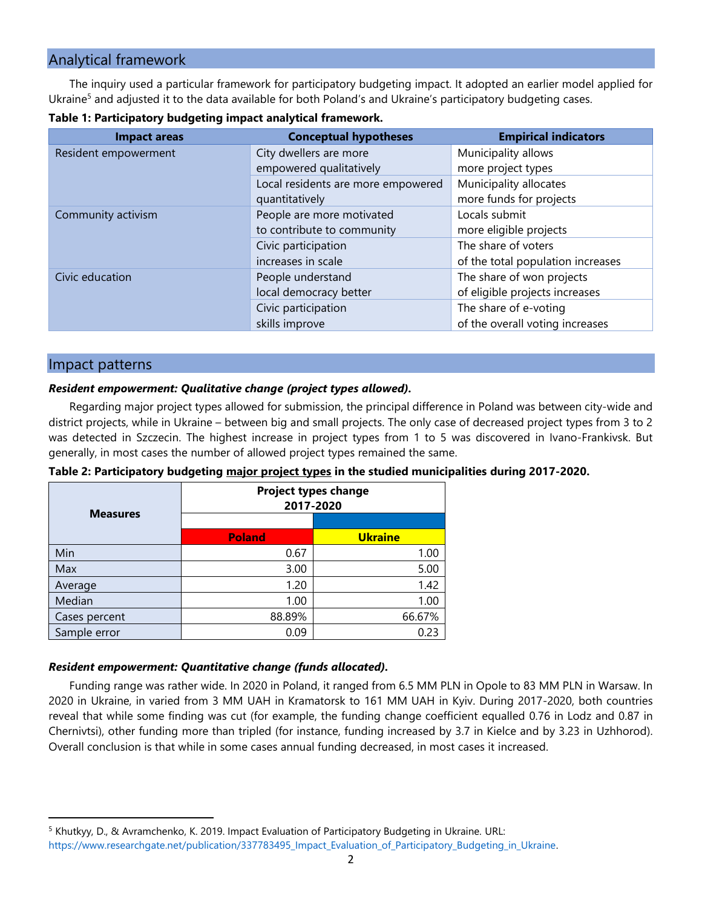## Analytical framework

The inquiry used a particular framework for participatory budgeting impact. It adopted an earlier model applied for Ukraine[5] and adjusted it to the data available for both Poland's and Ukraine's participatory budgeting cases.

**Table 1: Participatory budgeting impact analytical framework.**

| Impact areas | Conceptual hypotheses | Empirical indicators |
|---|---|---|
| Resident empowerment | City dwellers are more empowered qualitatively | Municipality allows more project types |
| | Local residents are more empowered quantitatively | Municipality allocates more funds for projects |
| Community activism | People are more motivated to contribute to community | Locals submit more eligible projects |
| | Civic participation increases in scale | The share of voters of the total population increases |
| Civic education | People understand local democracy better | The share of won projects of eligible projects increases |
| | Civic participation skills improve | The share of e-voting of the overall voting increases |

## Impact patterns

***Resident empowerment: Qualitative change (project types allowed).***

Regarding major project types allowed for submission, the principal difference in Poland was between city-wide and district projects, while in Ukraine – between big and small projects. The only case of decreased project types from 3 to 2 was detected in Szczecin. The highest increase in project types from 1 to 5 was discovered in Ivano-Frankivsk. But generally, in most cases the number of allowed project types remained the same.

**Table 2: Participatory budgeting major project types in the studied municipalities during 2017-2020.**

| Measures | Project types change 2017-2020 | |
|---|---|---|
| | Poland | Ukraine |
| Min | 0.67 | 1.00 |
| Max | 3.00 | 5.00 |
| Average | 1.20 | 1.42 |
| Median | 1.00 | 1.00 |
| Cases percent | 88.89% | 66.67% |
| Sample error | 0.09 | 0.23 |

***Resident empowerment: Quantitative change (funds allocated).***

Funding range was rather wide. In 2020 in Poland, it ranged from 6.5 MM PLN in Opole to 83 MM PLN in Warsaw. In 2020 in Ukraine, in varied from 3 MM UAH in Kramatorsk to 161 MM UAH in Kyiv. During 2017-2020, both countries reveal that while some finding was cut (for example, the funding change coefficient equalled 0.76 in Lodz and 0.87 in Chernivtsi), other funding more than tripled (for instance, funding increased by 3.7 in Kielce and by 3.23 in Uzhhorod). Overall conclusion is that while in some cases annual funding decreased, in most cases it increased.

[5] Khutkyy, D., & Avramchenko, K. 2019. Impact Evaluation of Participatory Budgeting in Ukraine. URL: https://www.researchgate.net/publication/337783495_Impact_Evaluation_of_Participatory_Budgeting_in_Ukraine.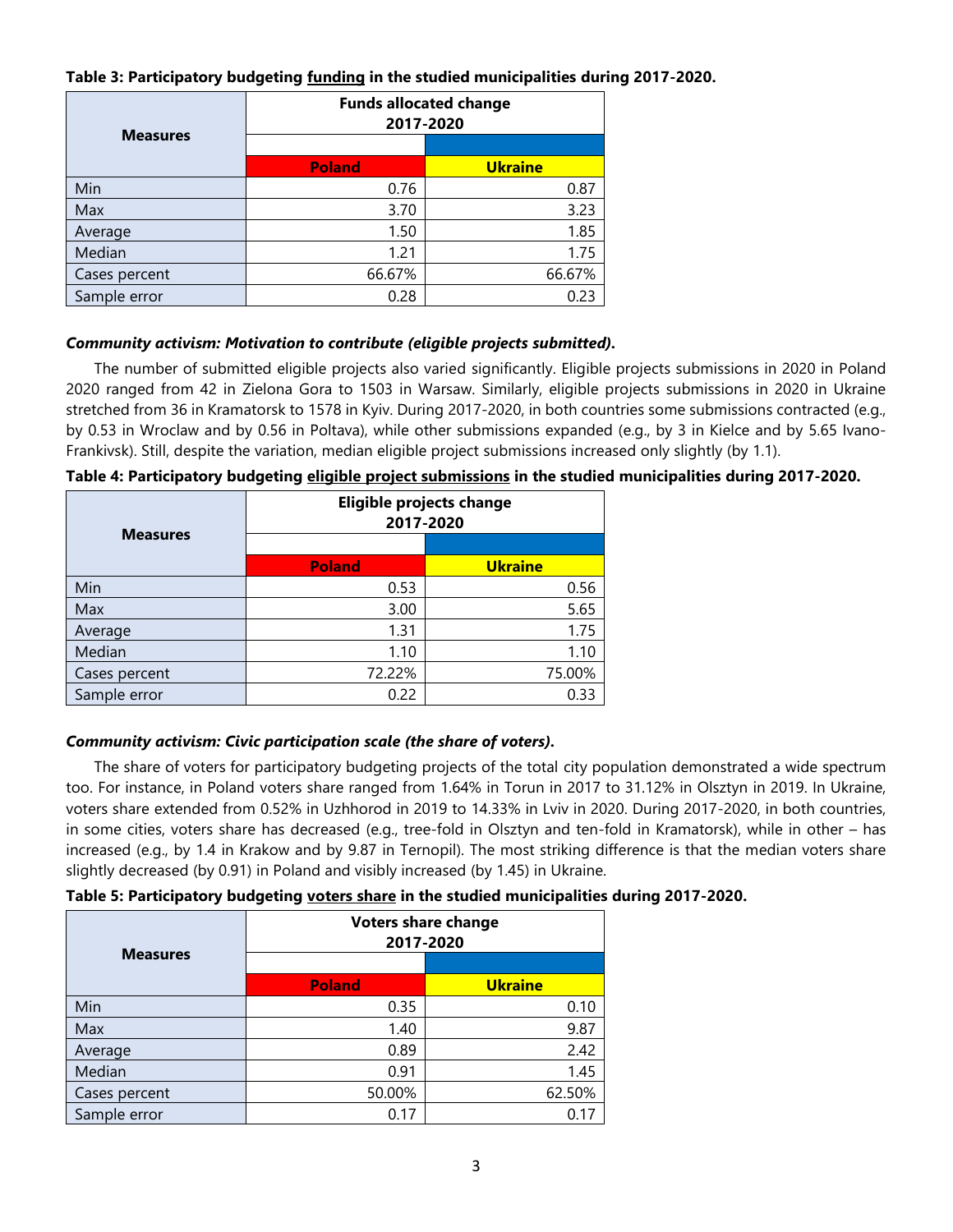**Table 3: Participatory budgeting <u>funding</u> in the studied municipalities during 2017-2020.**

| Measures | Funds allocated change 2017-2020 | |
|---|---|---|
| | Poland | Ukraine |
| Min | 0.76 | 0.87 |
| Max | 3.70 | 3.23 |
| Average | 1.50 | 1.85 |
| Median | 1.21 | 1.75 |
| Cases percent | 66.67% | 66.67% |
| Sample error | 0.28 | 0.23 |

***Community activism: Motivation to contribute (eligible projects submitted).***

The number of submitted eligible projects also varied significantly. Eligible projects submissions in 2020 in Poland 2020 ranged from 42 in Zielona Gora to 1503 in Warsaw. Similarly, eligible projects submissions in 2020 in Ukraine stretched from 36 in Kramatorsk to 1578 in Kyiv. During 2017-2020, in both countries some submissions contracted (e.g., by 0.53 in Wroclaw and by 0.56 in Poltava), while other submissions expanded (e.g., by 3 in Kielce and by 5.65 Ivano-Frankivsk). Still, despite the variation, median eligible project submissions increased only slightly (by 1.1).

**Table 4: Participatory budgeting <u>eligible project submissions</u> in the studied municipalities during 2017-2020.**

| Measures | Eligible projects change 2017-2020 | |
|---|---|---|
| | Poland | Ukraine |
| Min | 0.53 | 0.56 |
| Max | 3.00 | 5.65 |
| Average | 1.31 | 1.75 |
| Median | 1.10 | 1.10 |
| Cases percent | 72.22% | 75.00% |
| Sample error | 0.22 | 0.33 |

***Community activism: Civic participation scale (the share of voters).***

The share of voters for participatory budgeting projects of the total city population demonstrated a wide spectrum too. For instance, in Poland voters share ranged from 1.64% in Torun in 2017 to 31.12% in Olsztyn in 2019. In Ukraine, voters share extended from 0.52% in Uzhhorod in 2019 to 14.33% in Lviv in 2020. During 2017-2020, in both countries, in some cities, voters share has decreased (e.g., tree-fold in Olsztyn and ten-fold in Kramatorsk), while in other – has increased (e.g., by 1.4 in Krakow and by 9.87 in Ternopil). The most striking difference is that the median voters share slightly decreased (by 0.91) in Poland and visibly increased (by 1.45) in Ukraine.

**Table 5: Participatory budgeting <u>voters share</u> in the studied municipalities during 2017-2020.**

| Measures | Voters share change 2017-2020 | |
|---|---|---|
| | Poland | Ukraine |
| Min | 0.35 | 0.10 |
| Max | 1.40 | 9.87 |
| Average | 0.89 | 2.42 |
| Median | 0.91 | 1.45 |
| Cases percent | 50.00% | 62.50% |
| Sample error | 0.17 | 0.17 |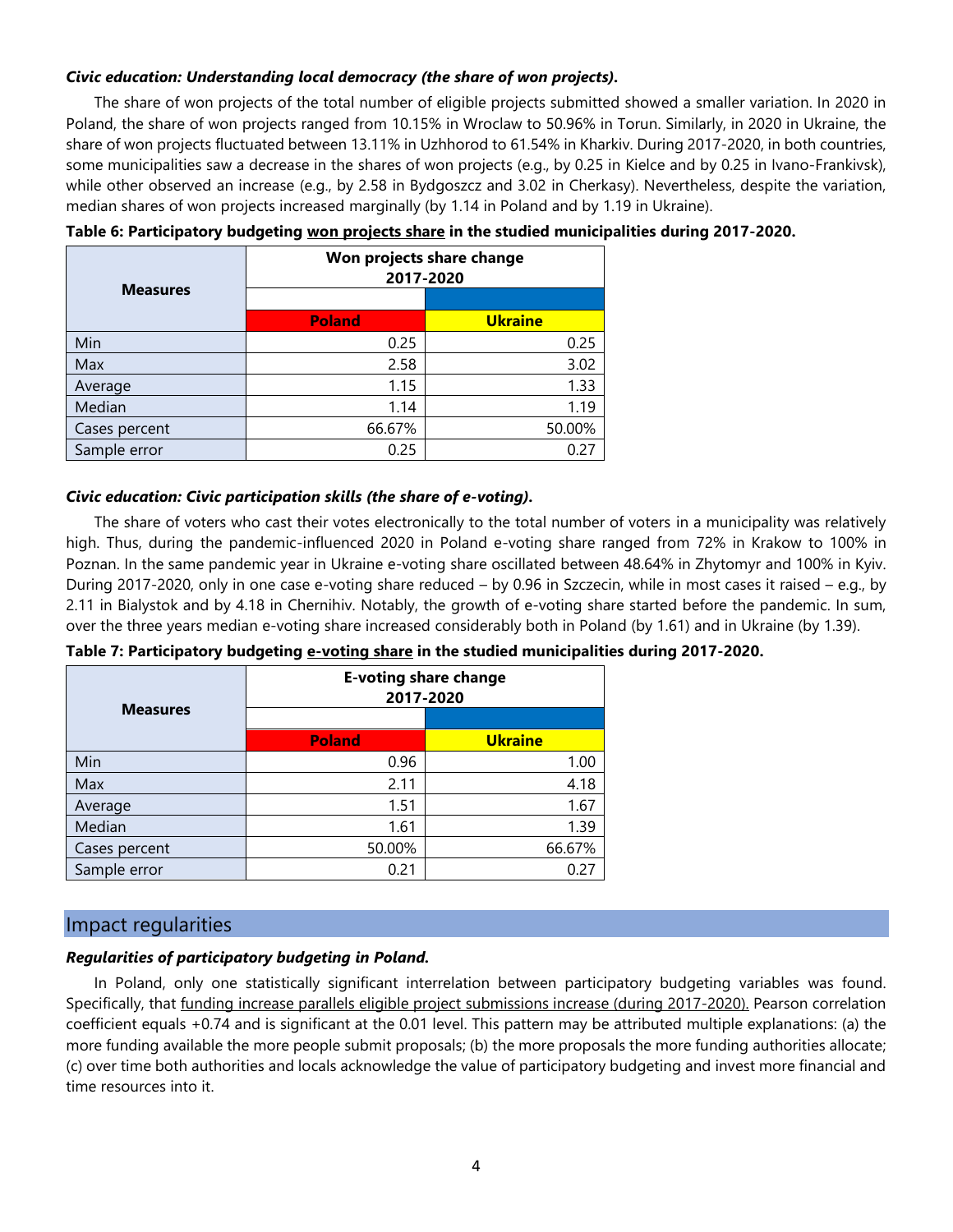***Civic education: Understanding local democracy (the share of won projects).***

The share of won projects of the total number of eligible projects submitted showed a smaller variation. In 2020 in Poland, the share of won projects ranged from 10.15% in Wroclaw to 50.96% in Torun. Similarly, in 2020 in Ukraine, the share of won projects fluctuated between 13.11% in Uzhhorod to 61.54% in Kharkiv. During 2017-2020, in both countries, some municipalities saw a decrease in the shares of won projects (e.g., by 0.25 in Kielce and by 0.25 in Ivano-Frankivsk), while other observed an increase (e.g., by 2.58 in Bydgoszcz and 3.02 in Cherkasy). Nevertheless, despite the variation, median shares of won projects increased marginally (by 1.14 in Poland and by 1.19 in Ukraine).

**Table 6: Participatory budgeting won projects share in the studied municipalities during 2017-2020.**

| Measures | Won projects share change 2017-2020 | |
|---|---|---|
| | **Poland** | **Ukraine** |
| Min | 0.25 | 0.25 |
| Max | 2.58 | 3.02 |
| Average | 1.15 | 1.33 |
| Median | 1.14 | 1.19 |
| Cases percent | 66.67% | 50.00% |
| Sample error | 0.25 | 0.27 |

***Civic education: Civic participation skills (the share of e-voting).***

The share of voters who cast their votes electronically to the total number of voters in a municipality was relatively high. Thus, during the pandemic-influenced 2020 in Poland e-voting share ranged from 72% in Krakow to 100% in Poznan. In the same pandemic year in Ukraine e-voting share oscillated between 48.64% in Zhytomyr and 100% in Kyiv. During 2017-2020, only in one case e-voting share reduced – by 0.96 in Szczecin, while in most cases it raised – e.g., by 2.11 in Bialystok and by 4.18 in Chernihiv. Notably, the growth of e-voting share started before the pandemic. In sum, over the three years median e-voting share increased considerably both in Poland (by 1.61) and in Ukraine (by 1.39).

**Table 7: Participatory budgeting e-voting share in the studied municipalities during 2017-2020.**

| Measures | E-voting share change 2017-2020 | |
|---|---|---|
| | **Poland** | **Ukraine** |
| Min | 0.96 | 1.00 |
| Max | 2.11 | 4.18 |
| Average | 1.51 | 1.67 |
| Median | 1.61 | 1.39 |
| Cases percent | 50.00% | 66.67% |
| Sample error | 0.21 | 0.27 |

## Impact regularities

***Regularities of participatory budgeting in Poland.***

In Poland, only one statistically significant interrelation between participatory budgeting variables was found. Specifically, that funding increase parallels eligible project submissions increase (during 2017-2020). Pearson correlation coefficient equals +0.74 and is significant at the 0.01 level. This pattern may be attributed multiple explanations: (a) the more funding available the more people submit proposals; (b) the more proposals the more funding authorities allocate; (c) over time both authorities and locals acknowledge the value of participatory budgeting and invest more financial and time resources into it.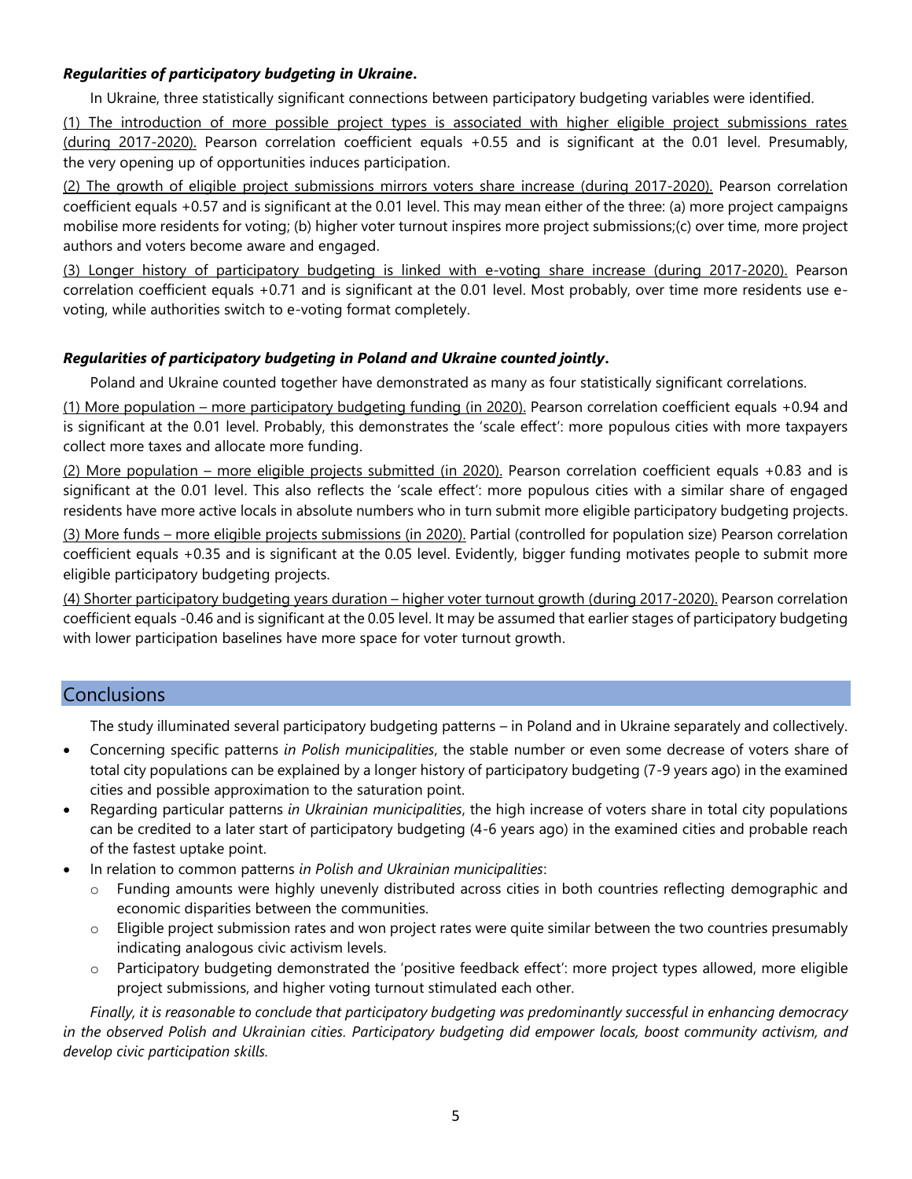***Regularities of participatory budgeting in Ukraine*.**

In Ukraine, three statistically significant connections between participatory budgeting variables were identified.

<u>(1) The introduction of more possible project types is associated with higher eligible project submissions rates (during 2017-2020).</u> Pearson correlation coefficient equals +0.55 and is significant at the 0.01 level. Presumably, the very opening up of opportunities induces participation.

<u>(2) The growth of eligible project submissions mirrors voters share increase (during 2017-2020).</u> Pearson correlation coefficient equals +0.57 and is significant at the 0.01 level. This may mean either of the three: (a) more project campaigns mobilise more residents for voting; (b) higher voter turnout inspires more project submissions;(c) over time, more project authors and voters become aware and engaged.

<u>(3) Longer history of participatory budgeting is linked with e-voting share increase (during 2017-2020).</u> Pearson correlation coefficient equals +0.71 and is significant at the 0.01 level. Most probably, over time more residents use e-voting, while authorities switch to e-voting format completely.

***Regularities of participatory budgeting in Poland and Ukraine counted jointly*.**

Poland and Ukraine counted together have demonstrated as many as four statistically significant correlations.

<u>(1) More population – more participatory budgeting funding (in 2020).</u> Pearson correlation coefficient equals +0.94 and is significant at the 0.01 level. Probably, this demonstrates the 'scale effect': more populous cities with more taxpayers collect more taxes and allocate more funding.

<u>(2) More population – more eligible projects submitted (in 2020).</u> Pearson correlation coefficient equals +0.83 and is significant at the 0.01 level. This also reflects the 'scale effect': more populous cities with a similar share of engaged residents have more active locals in absolute numbers who in turn submit more eligible participatory budgeting projects.

<u>(3) More funds – more eligible projects submissions (in 2020).</u> Partial (controlled for population size) Pearson correlation coefficient equals +0.35 and is significant at the 0.05 level. Evidently, bigger funding motivates people to submit more eligible participatory budgeting projects.

<u>(4) Shorter participatory budgeting years duration – higher voter turnout growth (during 2017-2020).</u> Pearson correlation coefficient equals -0.46 and is significant at the 0.05 level. It may be assumed that earlier stages of participatory budgeting with lower participation baselines have more space for voter turnout growth.

## Conclusions

The study illuminated several participatory budgeting patterns – in Poland and in Ukraine separately and collectively.

- Concerning specific patterns *in Polish municipalities*, the stable number or even some decrease of voters share of total city populations can be explained by a longer history of participatory budgeting (7-9 years ago) in the examined cities and possible approximation to the saturation point.
- Regarding particular patterns *in Ukrainian municipalities*, the high increase of voters share in total city populations can be credited to a later start of participatory budgeting (4-6 years ago) in the examined cities and probable reach of the fastest uptake point.
- In relation to common patterns *in Polish and Ukrainian municipalities*:
  - Funding amounts were highly unevenly distributed across cities in both countries reflecting demographic and economic disparities between the communities.
  - Eligible project submission rates and won project rates were quite similar between the two countries presumably indicating analogous civic activism levels.
  - Participatory budgeting demonstrated the 'positive feedback effect': more project types allowed, more eligible project submissions, and higher voting turnout stimulated each other.

*Finally, it is reasonable to conclude that participatory budgeting was predominantly successful in enhancing democracy in the observed Polish and Ukrainian cities. Participatory budgeting did empower locals, boost community activism, and develop civic participation skills.*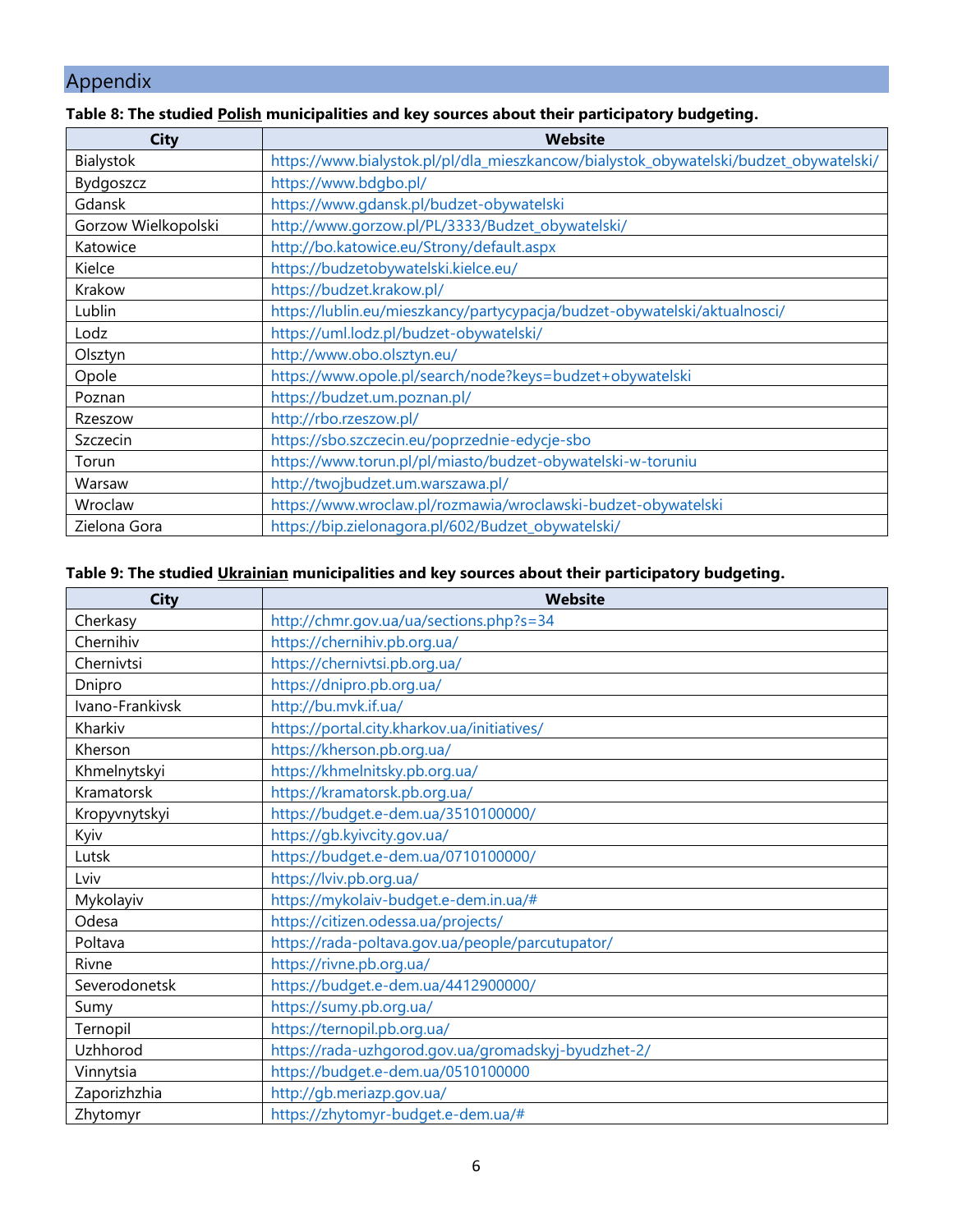## Appendix

**Table 8: The studied Polish municipalities and key sources about their participatory budgeting.**

| City | Website |
|---|---|
| Bialystok | https://www.bialystok.pl/pl/dla_mieszkancow/bialystok_obywatelski/budzet_obywatelski/ |
| Bydgoszcz | https://www.bdgbo.pl/ |
| Gdansk | https://www.gdansk.pl/budzet-obywatelski |
| Gorzow Wielkopolski | http://www.gorzow.pl/PL/3333/Budzet_obywatelski/ |
| Katowice | http://bo.katowice.eu/Strony/default.aspx |
| Kielce | https://budzetobywatelski.kielce.eu/ |
| Krakow | https://budzet.krakow.pl/ |
| Lublin | https://lublin.eu/mieszkancy/partycypacja/budzet-obywatelski/aktualnosci/ |
| Lodz | https://uml.lodz.pl/budzet-obywatelski/ |
| Olsztyn | http://www.obo.olsztyn.eu/ |
| Opole | https://www.opole.pl/search/node?keys=budzet+obywatelski |
| Poznan | https://budzet.um.poznan.pl/ |
| Rzeszow | http://rbo.rzeszow.pl/ |
| Szczecin | https://sbo.szczecin.eu/poprzednie-edycje-sbo |
| Torun | https://www.torun.pl/pl/miasto/budzet-obywatelski-w-toruniu |
| Warsaw | http://twojbudzet.um.warszawa.pl/ |
| Wroclaw | https://www.wroclaw.pl/rozmawia/wroclawski-budzet-obywatelski |
| Zielona Gora | https://bip.zielonagora.pl/602/Budzet_obywatelski/ |

**Table 9: The studied Ukrainian municipalities and key sources about their participatory budgeting.**

| City | Website |
|---|---|
| Cherkasy | http://chmr.gov.ua/ua/sections.php?s=34 |
| Chernihiv | https://chernihiv.pb.org.ua/ |
| Chernivtsi | https://chernivtsi.pb.org.ua/ |
| Dnipro | https://dnipro.pb.org.ua/ |
| Ivano-Frankivsk | http://bu.mvk.if.ua/ |
| Kharkiv | https://portal.city.kharkov.ua/initiatives/ |
| Kherson | https://kherson.pb.org.ua/ |
| Khmelnytskyi | https://khmelnitsky.pb.org.ua/ |
| Kramatorsk | https://kramatorsk.pb.org.ua/ |
| Kropyvnytskyi | https://budget.e-dem.ua/3510100000/ |
| Kyiv | https://gb.kyivcity.gov.ua/ |
| Lutsk | https://budget.e-dem.ua/0710100000/ |
| Lviv | https://lviv.pb.org.ua/ |
| Mykolayiv | https://mykolaiv-budget.e-dem.in.ua/# |
| Odesa | https://citizen.odessa.ua/projects/ |
| Poltava | https://rada-poltava.gov.ua/people/parcutupator/ |
| Rivne | https://rivne.pb.org.ua/ |
| Severodonetsk | https://budget.e-dem.ua/4412900000/ |
| Sumy | https://sumy.pb.org.ua/ |
| Ternopil | https://ternopil.pb.org.ua/ |
| Uzhhorod | https://rada-uzhgorod.gov.ua/gromadskyj-byudzhet-2/ |
| Vinnytsia | https://budget.e-dem.ua/0510100000 |
| Zaporizhzhia | http://gb.meriazp.gov.ua/ |
| Zhytomyr | https://zhytomyr-budget.e-dem.ua/# |